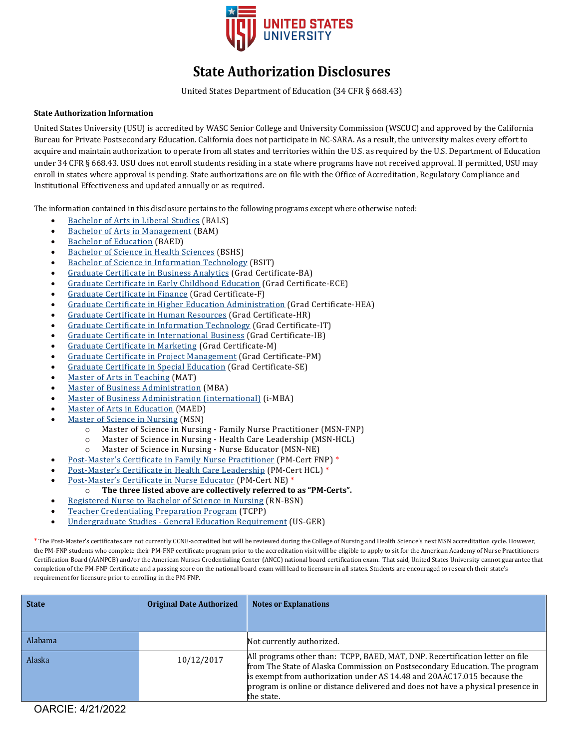# State Authorization Disclosures

United States Department of Education (34 CFR § 668.43)

**State Authorization Information**

United States University (USU) is accredited by WASC Senior College and University Commission (WSCUC) and approved by the California Bureau for Private Postsecondary Education. California does not participate in NC-SARA. As a result, the university makes every effort to acquire and maintain authorization to operate from all states and territories within the U.S. as required by the U.S. Department of Education under 34 CFR § 668.43. USU does not enroll students residing in a state where programs have not received approval. If permitted, USU may enroll in states where approval is pending. State authorizations are on file with the Office of Accreditation, Regulatory Compliance and Institutional Effectiveness and updated annually or as required.

The information contained in this disclosure pertains to the following programs except where otherwise noted:

- Bachelor of Arts in Liberal Studies (BALS)
- Bachelor of Arts in Management (BAM)
- Bachelor of Education (BAED)
- Bachelor of Science in Health Sciences (BSHS)
- Bachelor of Science in Information Technology (BSIT)
- Graduate Certificate in Business Analytics (Grad Certificate-BA)
- Graduate Certificate in Early Childhood Education (Grad Certificate-ECE)
- Graduate Certificate in Finance (Grad Certificate-F)
- Graduate Certificate in Higher Education Administration (Grad Certificate-HEA)
- Graduate Certificate in Human Resources (Grad Certificate-HR)
- Graduate Certificate in Information Technology (Grad Certificate-IT)
- Graduate Certificate in International Business (Grad Certificate-IB)
- Graduate Certificate in Marketing (Grad Certificate-M)
- Graduate Certificate in Project Management (Grad Certificate-PM)
- Graduate Certificate in Special Education (Grad Certificate-SE)
- Master of Arts in Teaching (MAT)
- Master of Business Administration (MBA)
- Master of Business Administration (international) (i-MBA)
- Master of Arts in Education (MAED)
- Master of Science in Nursing (MSN)
  - Master of Science in Nursing - Family Nurse Practitioner (MSN-FNP)
  - Master of Science in Nursing - Health Care Leadership (MSN-HCL)
  - Master of Science in Nursing - Nurse Educator (MSN-NE)
- Post-Master's Certificate in Family Nurse Practitioner (PM-Cert FNP) *
- Post-Master's Certificate in Health Care Leadership (PM-Cert HCL) *
- Post-Master's Certificate in Nurse Educator (PM-Cert NE) *
  - **The three listed above are collectively referred to as "PM-Certs".**
- Registered Nurse to Bachelor of Science in Nursing (RN-BSN)
- Teacher Credentialing Preparation Program (TCPP)
- Undergraduate Studies - General Education Requirement (US-GER)

* The Post-Master's certificates are not currently CCNE-accredited but will be reviewed during the College of Nursing and Health Science's next MSN accreditation cycle. However, the PM-FNP students who complete their PM-FNP certificate program prior to the accreditation visit will be eligible to apply to sit for the American Academy of Nurse Practitioners Certification Board (AANPCB) and/or the American Nurses Credentialing Center (ANCC) national board certification exam. That said, United States University cannot guarantee that completion of the PM-FNP Certificate and a passing score on the national board exam will lead to licensure in all states. Students are encouraged to research their state's requirement for licensure prior to enrolling in the PM-FNP.

| State | Original Date Authorized | Notes or Explanations |
|---|---|---|
| Alabama | | Not currently authorized. |
| Alaska | 10/12/2017 | All programs other than: TCPP, BAED, MAT, DNP. Recertification letter on file from The State of Alaska Commission on Postsecondary Education. The program is exempt from authorization under AS 14.48 and 20AAC17.015 because the program is online or distance delivered and does not have a physical presence in the state. |

OARCIE: 4/21/2022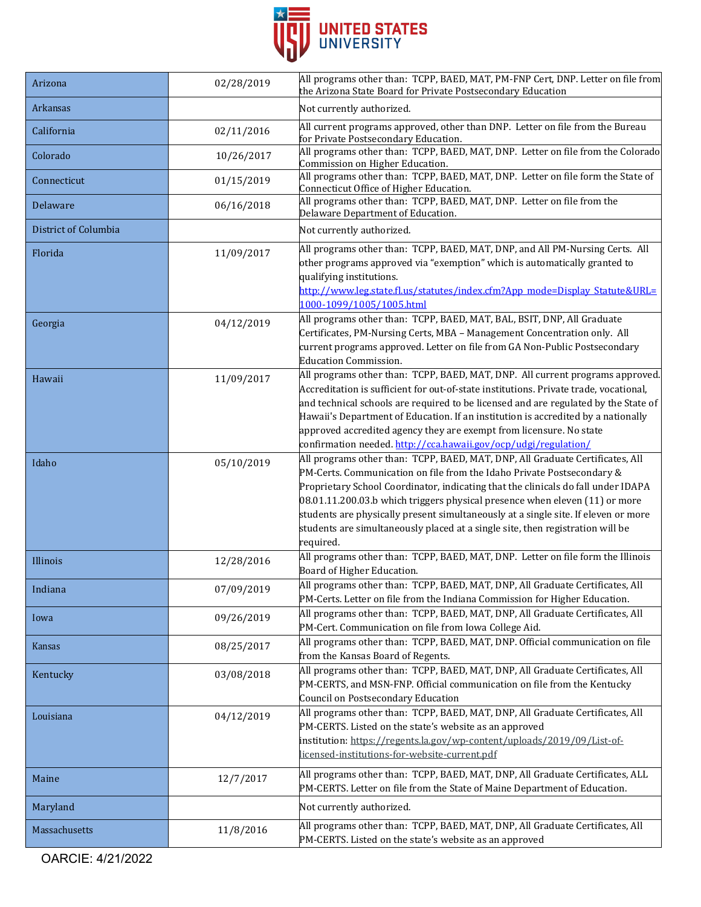| Arizona | 02/28/2019 | All programs other than: TCPP, BAED, MAT, PM-FNP Cert, DNP. Letter on file from the Arizona State Board for Private Postsecondary Education |
|---|---|---|
| Arkansas | | Not currently authorized. |
| California | 02/11/2016 | All current programs approved, other than DNP. Letter on file from the Bureau for Private Postsecondary Education. |
| Colorado | 10/26/2017 | All programs other than: TCPP, BAED, MAT, DNP. Letter on file from the Colorado Commission on Higher Education. |
| Connecticut | 01/15/2019 | All programs other than: TCPP, BAED, MAT, DNP. Letter on file form the State of Connecticut Office of Higher Education. |
| Delaware | 06/16/2018 | All programs other than: TCPP, BAED, MAT, DNP. Letter on file from the Delaware Department of Education. |
| District of Columbia | | Not currently authorized. |
| Florida | 11/09/2017 | All programs other than: TCPP, BAED, MAT, DNP, and All PM-Nursing Certs. All other programs approved via "exemption" which is automatically granted to qualifying institutions. http://www.leg.state.fl.us/statutes/index.cfm?App_mode=Display_Statute&URL=1000-1099/1005/1005.html |
| Georgia | 04/12/2019 | All programs other than: TCPP, BAED, MAT, BAL, BSIT, DNP, All Graduate Certificates, PM-Nursing Certs, MBA – Management Concentration only. All current programs approved. Letter on file from GA Non-Public Postsecondary Education Commission. |
| Hawaii | 11/09/2017 | All programs other than: TCPP, BAED, MAT, DNP. All current programs approved. Accreditation is sufficient for out-of-state institutions. Private trade, vocational, and technical schools are required to be licensed and are regulated by the State of Hawaii's Department of Education. If an institution is accredited by a nationally approved accredited agency they are exempt from licensure. No state confirmation needed. http://cca.hawaii.gov/ocp/udgi/regulation/ |
| Idaho | 05/10/2019 | All programs other than: TCPP, BAED, MAT, DNP, All Graduate Certificates, All PM-Certs. Communication on file from the Idaho Private Postsecondary & Proprietary School Coordinator, indicating that the clinicals do fall under IDAPA 08.01.11.200.03.b which triggers physical presence when eleven (11) or more students are physically present simultaneously at a single site. If eleven or more students are simultaneously placed at a single site, then registration will be required. |
| Illinois | 12/28/2016 | All programs other than: TCPP, BAED, MAT, DNP. Letter on file form the Illinois Board of Higher Education. |
| Indiana | 07/09/2019 | All programs other than: TCPP, BAED, MAT, DNP, All Graduate Certificates, All PM-Certs. Letter on file from the Indiana Commission for Higher Education. |
| Iowa | 09/26/2019 | All programs other than: TCPP, BAED, MAT, DNP, All Graduate Certificates, All PM-Cert. Communication on file from Iowa College Aid. |
| Kansas | 08/25/2017 | All programs other than: TCPP, BAED, MAT, DNP. Official communication on file from the Kansas Board of Regents. |
| Kentucky | 03/08/2018 | All programs other than: TCPP, BAED, MAT, DNP, All Graduate Certificates, All PM-CERTS, and MSN-FNP. Official communication on file from the Kentucky Council on Postsecondary Education |
| Louisiana | 04/12/2019 | All programs other than: TCPP, BAED, MAT, DNP, All Graduate Certificates, All PM-CERTS. Listed on the state's website as an approved institution: https://regents.la.gov/wp-content/uploads/2019/09/List-of-licensed-institutions-for-website-current.pdf |
| Maine | 12/7/2017 | All programs other than: TCPP, BAED, MAT, DNP, All Graduate Certificates, ALL PM-CERTS. Letter on file from the State of Maine Department of Education. |
| Maryland | | Not currently authorized. |
| Massachusetts | 11/8/2016 | All programs other than: TCPP, BAED, MAT, DNP, All Graduate Certificates, All PM-CERTS. Listed on the state's website as an approved |

OARCIE: 4/21/2022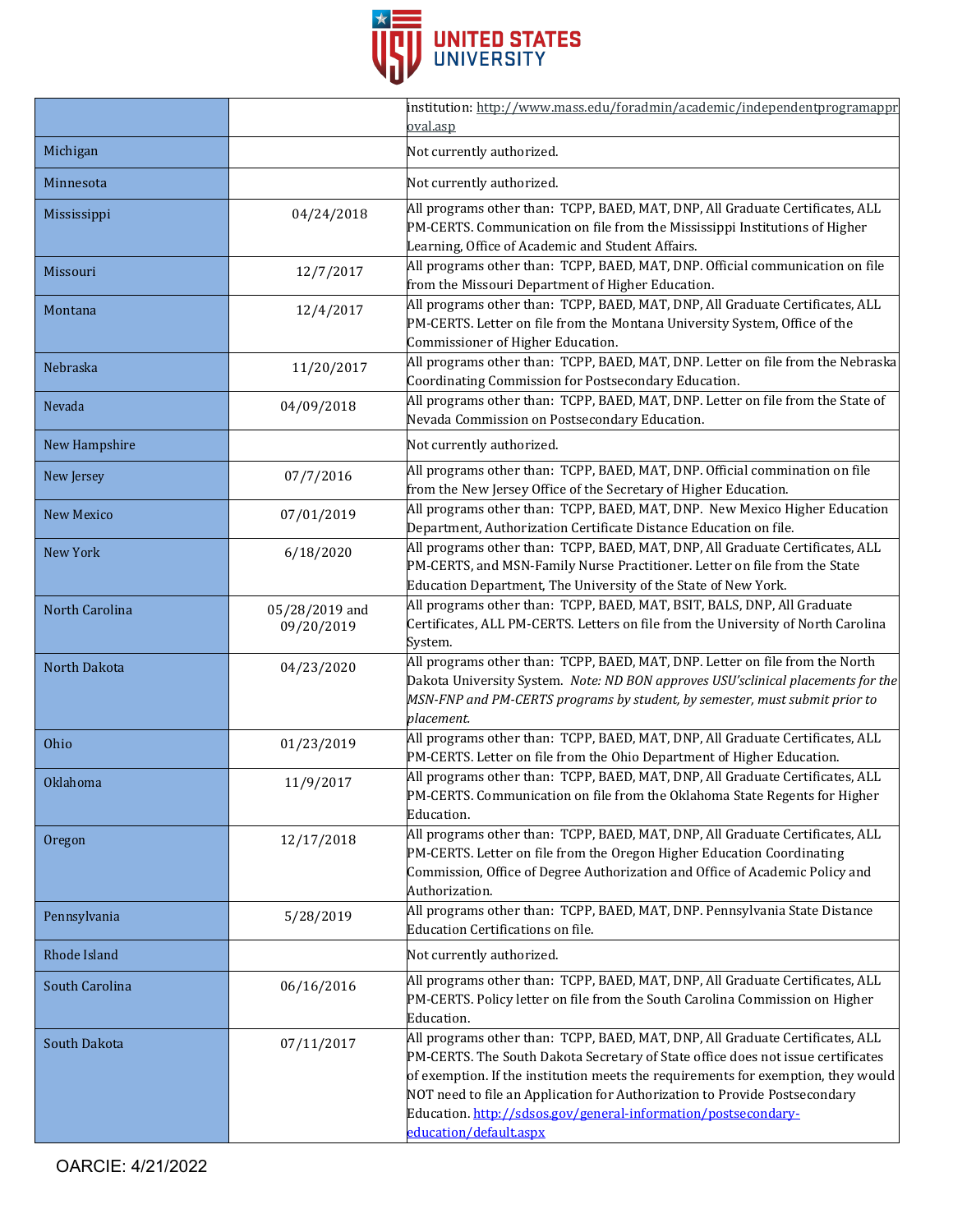| | | |
|---|---|---|
| | | institution: http://www.mass.edu/foradmin/academic/independentprogramapproval.asp |
| Michigan | | Not currently authorized. |
| Minnesota | | Not currently authorized. |
| Mississippi | 04/24/2018 | All programs other than: TCPP, BAED, MAT, DNP, All Graduate Certificates, ALL PM-CERTS. Communication on file from the Mississippi Institutions of Higher Learning, Office of Academic and Student Affairs. |
| Missouri | 12/7/2017 | All programs other than: TCPP, BAED, MAT, DNP. Official communication on file from the Missouri Department of Higher Education. |
| Montana | 12/4/2017 | All programs other than: TCPP, BAED, MAT, DNP, All Graduate Certificates, ALL PM-CERTS. Letter on file from the Montana University System, Office of the Commissioner of Higher Education. |
| Nebraska | 11/20/2017 | All programs other than: TCPP, BAED, MAT, DNP. Letter on file from the Nebraska Coordinating Commission for Postsecondary Education. |
| Nevada | 04/09/2018 | All programs other than: TCPP, BAED, MAT, DNP. Letter on file from the State of Nevada Commission on Postsecondary Education. |
| New Hampshire | | Not currently authorized. |
| New Jersey | 07/7/2016 | All programs other than: TCPP, BAED, MAT, DNP. Official commination on file from the New Jersey Office of the Secretary of Higher Education. |
| New Mexico | 07/01/2019 | All programs other than: TCPP, BAED, MAT, DNP. New Mexico Higher Education Department, Authorization Certificate Distance Education on file. |
| New York | 6/18/2020 | All programs other than: TCPP, BAED, MAT, DNP, All Graduate Certificates, ALL PM-CERTS, and MSN-Family Nurse Practitioner. Letter on file from the State Education Department, The University of the State of New York. |
| North Carolina | 05/28/2019 and 09/20/2019 | All programs other than: TCPP, BAED, MAT, BSIT, BALS, DNP, All Graduate Certificates, ALL PM-CERTS. Letters on file from the University of North Carolina System. |
| North Dakota | 04/23/2020 | All programs other than: TCPP, BAED, MAT, DNP. Letter on file from the North Dakota University System. *Note: ND BON approves USU'sclinical placements for the MSN-FNP and PM-CERTS programs by student, by semester, must submit prior to placement.* |
| Ohio | 01/23/2019 | All programs other than: TCPP, BAED, MAT, DNP, All Graduate Certificates, ALL PM-CERTS. Letter on file from the Ohio Department of Higher Education. |
| Oklahoma | 11/9/2017 | All programs other than: TCPP, BAED, MAT, DNP, All Graduate Certificates, ALL PM-CERTS. Communication on file from the Oklahoma State Regents for Higher Education. |
| Oregon | 12/17/2018 | All programs other than: TCPP, BAED, MAT, DNP, All Graduate Certificates, ALL PM-CERTS. Letter on file from the Oregon Higher Education Coordinating Commission, Office of Degree Authorization and Office of Academic Policy and Authorization. |
| Pennsylvania | 5/28/2019 | All programs other than: TCPP, BAED, MAT, DNP. Pennsylvania State Distance Education Certifications on file. |
| Rhode Island | | Not currently authorized. |
| South Carolina | 06/16/2016 | All programs other than: TCPP, BAED, MAT, DNP, All Graduate Certificates, ALL PM-CERTS. Policy letter on file from the South Carolina Commission on Higher Education. |
| South Dakota | 07/11/2017 | All programs other than: TCPP, BAED, MAT, DNP, All Graduate Certificates, ALL PM-CERTS. The South Dakota Secretary of State office does not issue certificates of exemption. If the institution meets the requirements for exemption, they would NOT need to file an Application for Authorization to Provide Postsecondary Education. http://sdsos.gov/general-information/postsecondary-education/default.aspx |

OARCIE: 4/21/2022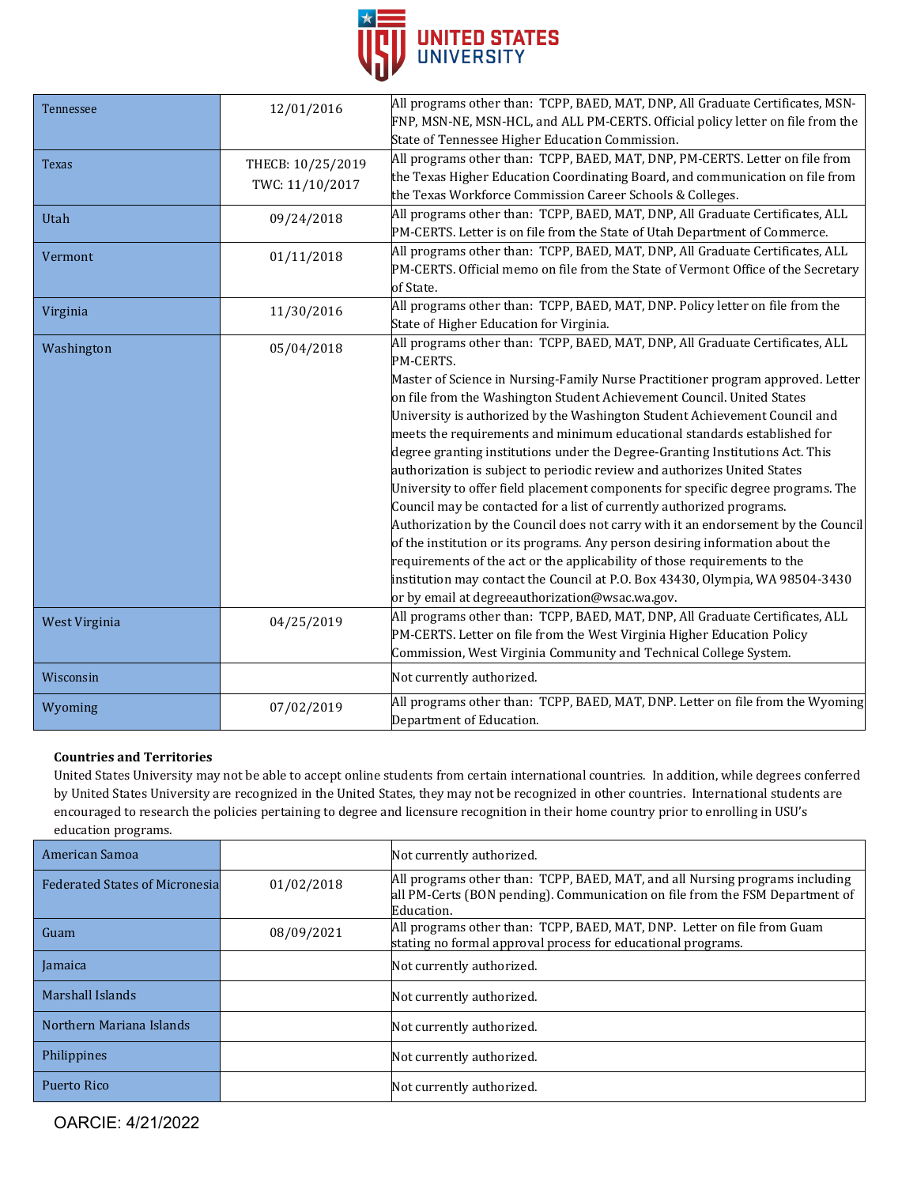| Tennessee | 12/01/2016 | All programs other than: TCPP, BAED, MAT, DNP, All Graduate Certificates, MSN-FNP, MSN-NE, MSN-HCL, and ALL PM-CERTS. Official policy letter on file from the State of Tennessee Higher Education Commission. |
|---|---|---|
| Texas | THECB: 10/25/2019 TWC: 11/10/2017 | All programs other than: TCPP, BAED, MAT, DNP, PM-CERTS. Letter on file from the Texas Higher Education Coordinating Board, and communication on file from the Texas Workforce Commission Career Schools & Colleges. |
| Utah | 09/24/2018 | All programs other than: TCPP, BAED, MAT, DNP, All Graduate Certificates, ALL PM-CERTS. Letter is on file from the State of Utah Department of Commerce. |
| Vermont | 01/11/2018 | All programs other than: TCPP, BAED, MAT, DNP, All Graduate Certificates, ALL PM-CERTS. Official memo on file from the State of Vermont Office of the Secretary of State. |
| Virginia | 11/30/2016 | All programs other than: TCPP, BAED, MAT, DNP. Policy letter on file from the State of Higher Education for Virginia. |
| Washington | 05/04/2018 | All programs other than: TCPP, BAED, MAT, DNP, All Graduate Certificates, ALL PM-CERTS. Master of Science in Nursing-Family Nurse Practitioner program approved. Letter on file from the Washington Student Achievement Council. United States University is authorized by the Washington Student Achievement Council and meets the requirements and minimum educational standards established for degree granting institutions under the Degree-Granting Institutions Act. This authorization is subject to periodic review and authorizes United States University to offer field placement components for specific degree programs. The Council may be contacted for a list of currently authorized programs. Authorization by the Council does not carry with it an endorsement by the Council of the institution or its programs. Any person desiring information about the requirements of the act or the applicability of those requirements to the institution may contact the Council at P.O. Box 43430, Olympia, WA 98504-3430 or by email at degreeauthorization@wsac.wa.gov. |
| West Virginia | 04/25/2019 | All programs other than: TCPP, BAED, MAT, DNP, All Graduate Certificates, ALL PM-CERTS. Letter on file from the West Virginia Higher Education Policy Commission, West Virginia Community and Technical College System. |
| Wisconsin | | Not currently authorized. |
| Wyoming | 07/02/2019 | All programs other than: TCPP, BAED, MAT, DNP. Letter on file from the Wyoming Department of Education. |

**Countries and Territories**

United States University may not be able to accept online students from certain international countries. In addition, while degrees conferred by United States University are recognized in the United States, they may not be recognized in other countries. International students are encouraged to research the policies pertaining to degree and licensure recognition in their home country prior to enrolling in USU's education programs.

| American Samoa | | Not currently authorized. |
|---|---|---|
| Federated States of Micronesia | 01/02/2018 | All programs other than: TCPP, BAED, MAT, and all Nursing programs including all PM-Certs (BON pending). Communication on file from the FSM Department of Education. |
| Guam | 08/09/2021 | All programs other than: TCPP, BAED, MAT, DNP. Letter on file from Guam stating no formal approval process for educational programs. |
| Jamaica | | Not currently authorized. |
| Marshall Islands | | Not currently authorized. |
| Northern Mariana Islands | | Not currently authorized. |
| Philippines | | Not currently authorized. |
| Puerto Rico | | Not currently authorized. |

OARCIE: 4/21/2022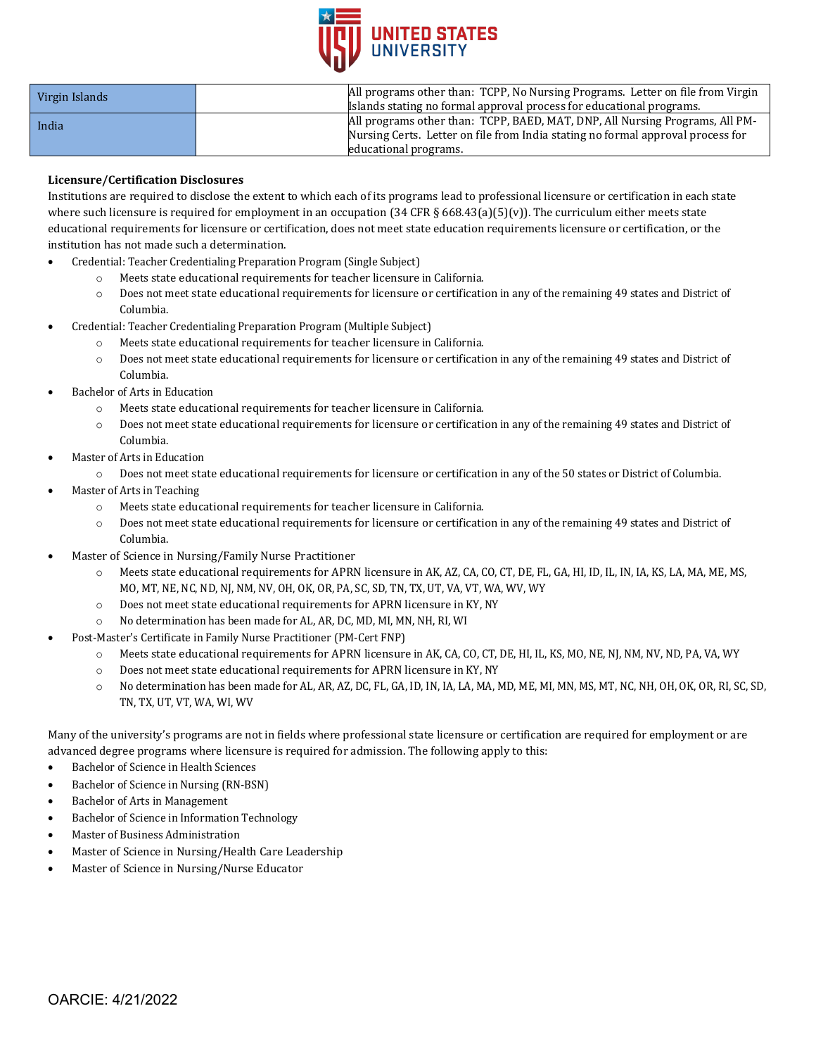| Virgin Islands | | All programs other than: TCPP, No Nursing Programs. Letter on file from Virgin Islands stating no formal approval process for educational programs. |
|---|---|---|
| India | | All programs other than: TCPP, BAED, MAT, DNP, All Nursing Programs, All PM-Nursing Certs. Letter on file from India stating no formal approval process for educational programs. |

**Licensure/Certification Disclosures**

Institutions are required to disclose the extent to which each of its programs lead to professional licensure or certification in each state where such licensure is required for employment in an occupation (34 CFR § 668.43(a)(5)(v)). The curriculum either meets state educational requirements for licensure or certification, does not meet state education requirements licensure or certification, or the institution has not made such a determination.

- Credential: Teacher Credentialing Preparation Program (Single Subject)
  - Meets state educational requirements for teacher licensure in California.
  - Does not meet state educational requirements for licensure or certification in any of the remaining 49 states and District of Columbia.
- Credential: Teacher Credentialing Preparation Program (Multiple Subject)
  - Meets state educational requirements for teacher licensure in California.
  - Does not meet state educational requirements for licensure or certification in any of the remaining 49 states and District of Columbia.
- Bachelor of Arts in Education
  - Meets state educational requirements for teacher licensure in California.
  - Does not meet state educational requirements for licensure or certification in any of the remaining 49 states and District of Columbia.
- Master of Arts in Education
  - Does not meet state educational requirements for licensure or certification in any of the 50 states or District of Columbia.
- Master of Arts in Teaching
  - Meets state educational requirements for teacher licensure in California.
  - Does not meet state educational requirements for licensure or certification in any of the remaining 49 states and District of Columbia.
- Master of Science in Nursing/Family Nurse Practitioner
  - Meets state educational requirements for APRN licensure in AK, AZ, CA, CO, CT, DE, FL, GA, HI, ID, IL, IN, IA, KS, LA, MA, ME, MS, MO, MT, NE, NC, ND, NJ, NM, NV, OH, OK, OR, PA, SC, SD, TN, TX, UT, VA, VT, WA, WV, WY
  - Does not meet state educational requirements for APRN licensure in KY, NY
  - No determination has been made for AL, AR, DC, MD, MI, MN, NH, RI, WI
- Post-Master's Certificate in Family Nurse Practitioner (PM-Cert FNP)
  - Meets state educational requirements for APRN licensure in AK, CA, CO, CT, DE, HI, IL, KS, MO, NE, NJ, NM, NV, ND, PA, VA, WY
  - Does not meet state educational requirements for APRN licensure in KY, NY
  - No determination has been made for AL, AR, AZ, DC, FL, GA, ID, IN, IA, LA, MA, MD, ME, MI, MN, MS, MT, NC, NH, OH, OK, OR, RI, SC, SD, TN, TX, UT, VT, WA, WI, WV

Many of the university's programs are not in fields where professional state licensure or certification are required for employment or are advanced degree programs where licensure is required for admission. The following apply to this:

- Bachelor of Science in Health Sciences
- Bachelor of Science in Nursing (RN-BSN)
- Bachelor of Arts in Management
- Bachelor of Science in Information Technology
- Master of Business Administration
- Master of Science in Nursing/Health Care Leadership
- Master of Science in Nursing/Nurse Educator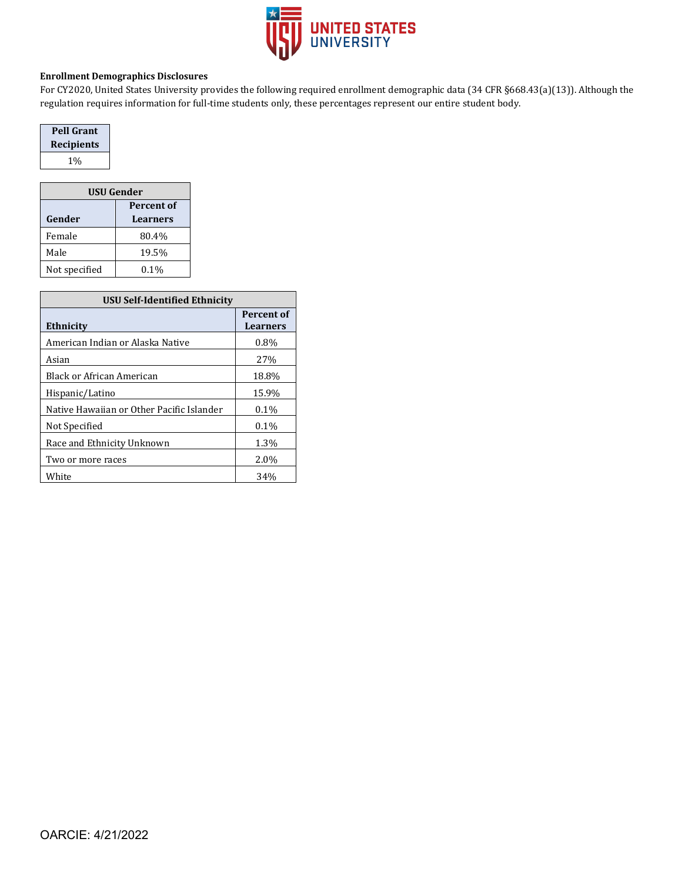UNITED STATES UNIVERSITY

**Enrollment Demographics Disclosures**

For CY2020, United States University provides the following required enrollment demographic data (34 CFR §668.43(a)(13)). Although the regulation requires information for full-time students only, these percentages represent our entire student body.

| Pell Grant Recipients |
|---|
| 1% |

| USU Gender | |
|---|---|
| Gender | Percent of Learners |
| Female | 80.4% |
| Male | 19.5% |
| Not specified | 0.1% |

| USU Self-Identified Ethnicity | |
|---|---|
| Ethnicity | Percent of Learners |
| American Indian or Alaska Native | 0.8% |
| Asian | 27% |
| Black or African American | 18.8% |
| Hispanic/Latino | 15.9% |
| Native Hawaiian or Other Pacific Islander | 0.1% |
| Not Specified | 0.1% |
| Race and Ethnicity Unknown | 1.3% |
| Two or more races | 2.0% |
| White | 34% |

OARCIE: 4/21/2022